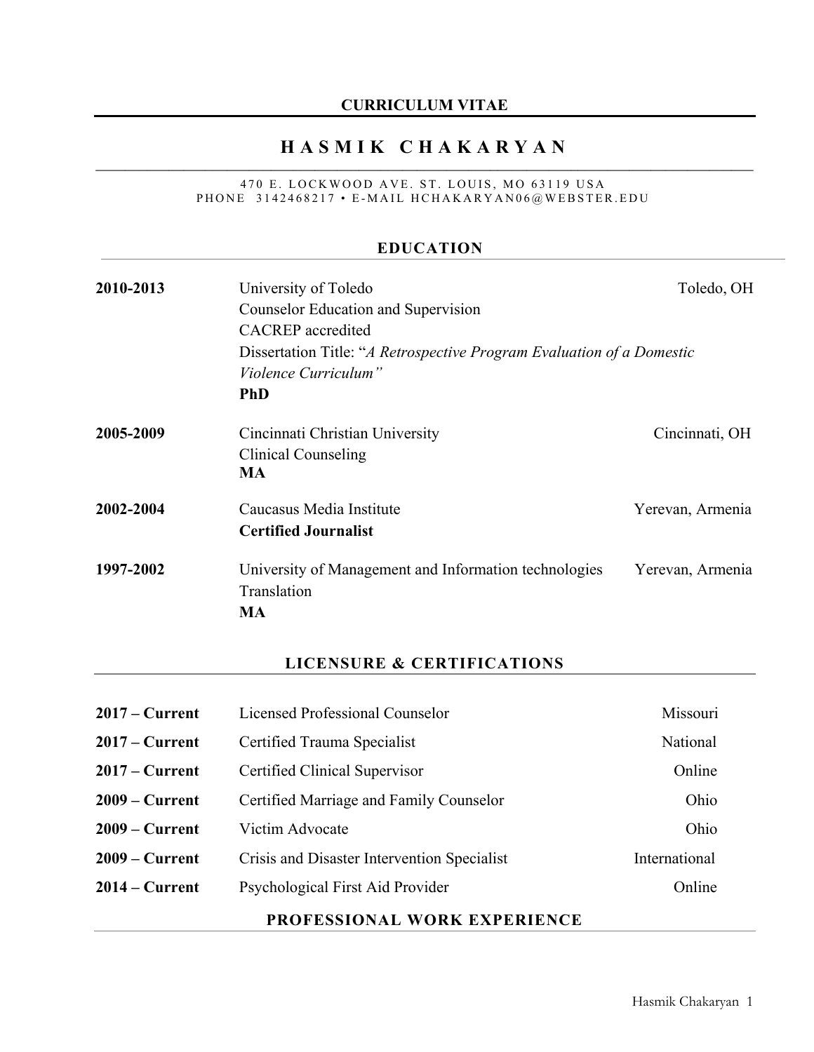**CURRICULUM VITAE**

# HASMIK CHAKARYAN

470 E. LOCKWOOD AVE. ST. LOUIS, MO 63119 USA
PHONE 3142468217 • E-MAIL HCHAKARYAN06@WEBSTER.EDU

## EDUCATION

**2010-2013** University of Toledo — Toledo, OH
Counselor Education and Supervision
CACREP accredited
Dissertation Title: "*A Retrospective Program Evaluation of a Domestic Violence Curriculum*"
**PhD**

**2005-2009** Cincinnati Christian University — Cincinnati, OH
Clinical Counseling
**MA**

**2002-2004** Caucasus Media Institute — Yerevan, Armenia
**Certified Journalist**

**1997-2002** University of Management and Information technologies — Yerevan, Armenia
Translation
**MA**

## LICENSURE & CERTIFICATIONS

| | | |
|---|---|---|
| **2017 – Current** | Licensed Professional Counselor | Missouri |
| **2017 – Current** | Certified Trauma Specialist | National |
| **2017 – Current** | Certified Clinical Supervisor | Online |
| **2009 – Current** | Certified Marriage and Family Counselor | Ohio |
| **2009 – Current** | Victim Advocate | Ohio |
| **2009 – Current** | Crisis and Disaster Intervention Specialist | International |
| **2014 – Current** | Psychological First Aid Provider | Online |

## PROFESSIONAL WORK EXPERIENCE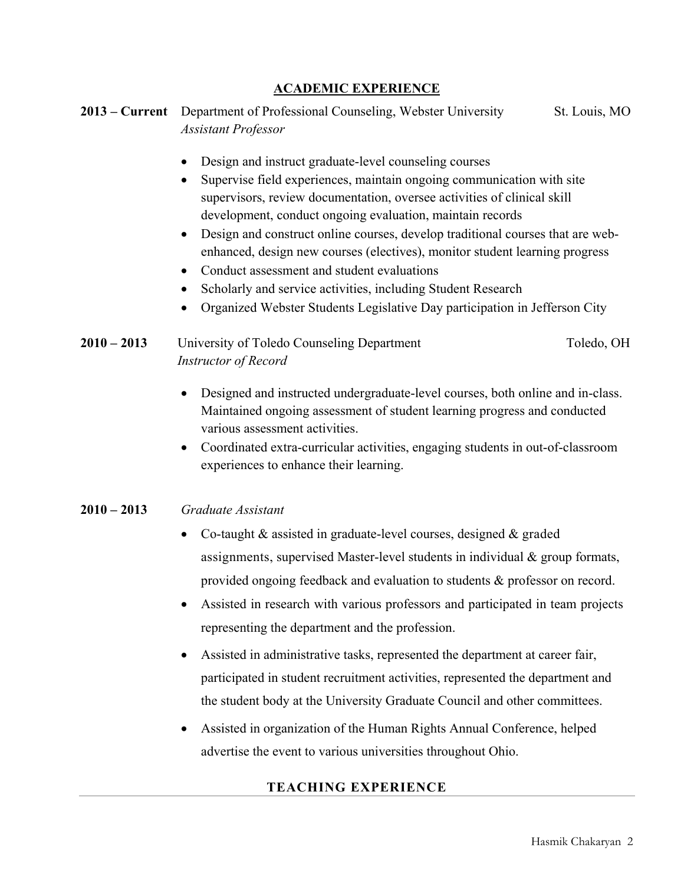## ACADEMIC EXPERIENCE

**2013 – Current** Department of Professional Counseling, Webster University — St. Louis, MO
*Assistant Professor*

- Design and instruct graduate-level counseling courses
- Supervise field experiences, maintain ongoing communication with site supervisors, review documentation, oversee activities of clinical skill development, conduct ongoing evaluation, maintain records
- Design and construct online courses, develop traditional courses that are web-enhanced, design new courses (electives), monitor student learning progress
- Conduct assessment and student evaluations
- Scholarly and service activities, including Student Research
- Organized Webster Students Legislative Day participation in Jefferson City

**2010 – 2013** University of Toledo Counseling Department — Toledo, OH
*Instructor of Record*

- Designed and instructed undergraduate-level courses, both online and in-class. Maintained ongoing assessment of student learning progress and conducted various assessment activities.
- Coordinated extra-curricular activities, engaging students in out-of-classroom experiences to enhance their learning.

**2010 – 2013** *Graduate Assistant*

- Co-taught & assisted in graduate-level courses, designed & graded assignments, supervised Master-level students in individual & group formats, provided ongoing feedback and evaluation to students & professor on record.
- Assisted in research with various professors and participated in team projects representing the department and the profession.
- Assisted in administrative tasks, represented the department at career fair, participated in student recruitment activities, represented the department and the student body at the University Graduate Council and other committees.
- Assisted in organization of the Human Rights Annual Conference, helped advertise the event to various universities throughout Ohio.

## TEACHING EXPERIENCE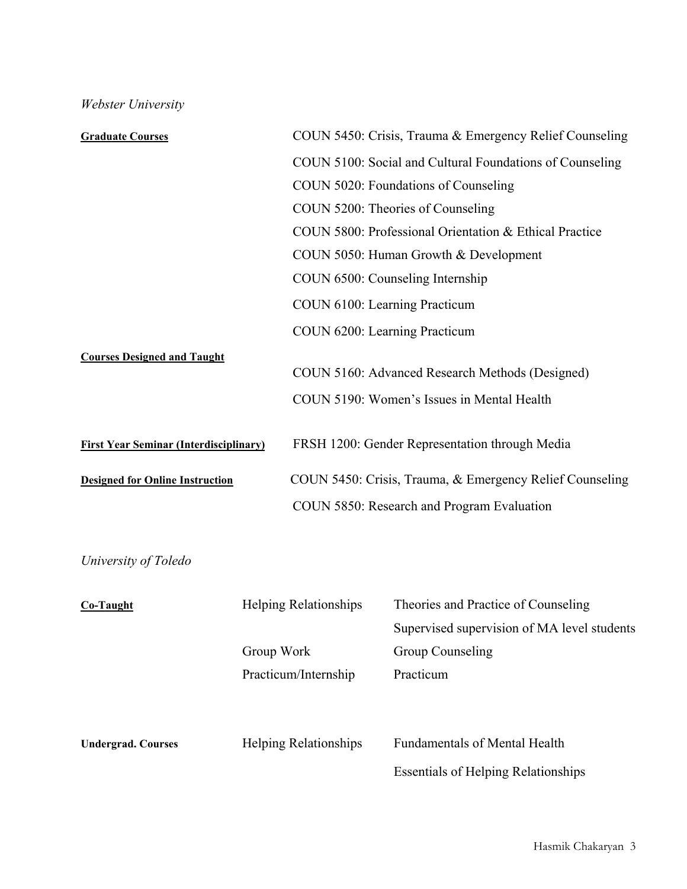*Webster University*

| | |
|---|---|
| **Graduate Courses** | COUN 5450: Crisis, Trauma & Emergency Relief Counseling |
| | COUN 5100: Social and Cultural Foundations of Counseling |
| | COUN 5020: Foundations of Counseling |
| | COUN 5200: Theories of Counseling |
| | COUN 5800: Professional Orientation & Ethical Practice |
| | COUN 5050: Human Growth & Development |
| | COUN 6500: Counseling Internship |
| | COUN 6100: Learning Practicum |
| | COUN 6200: Learning Practicum |
| **Courses Designed and Taught** | COUN 5160: Advanced Research Methods (Designed) |
| | COUN 5190: Women's Issues in Mental Health |
| **First Year Seminar (Interdisciplinary)** | FRSH 1200: Gender Representation through Media |
| **Designed for Online Instruction** | COUN 5450: Crisis, Trauma, & Emergency Relief Counseling |
| | COUN 5850: Research and Program Evaluation |

*University of Toledo*

| | | |
|---|---|---|
| **Co-Taught** | Helping Relationships | Theories and Practice of Counseling |
| | | Supervised supervision of MA level students |
| | Group Work | Group Counseling |
| | Practicum/Internship | Practicum |
| **Undergrad. Courses** | Helping Relationships | Fundamentals of Mental Health |
| | | Essentials of Helping Relationships |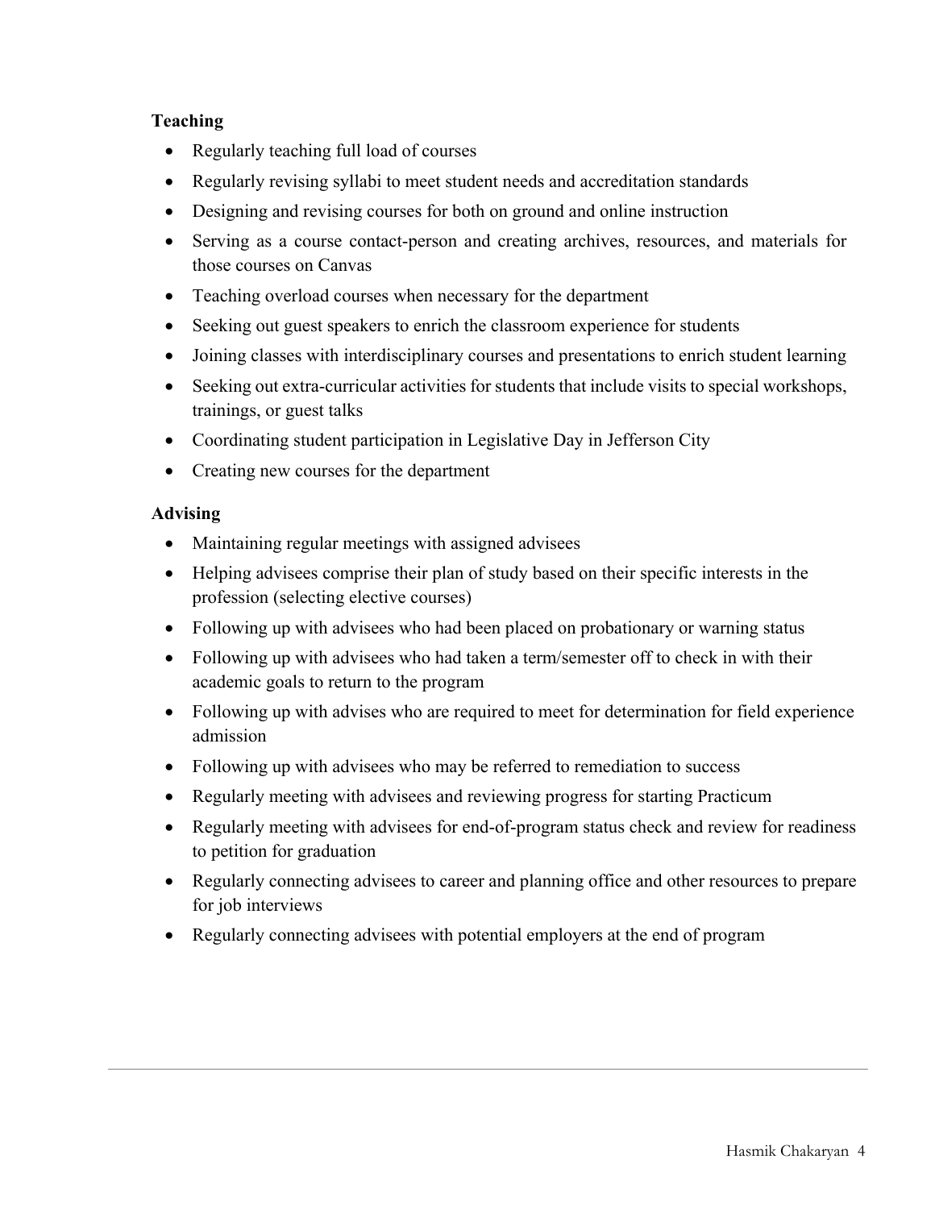**Teaching**

- Regularly teaching full load of courses
- Regularly revising syllabi to meet student needs and accreditation standards
- Designing and revising courses for both on ground and online instruction
- Serving as a course contact-person and creating archives, resources, and materials for those courses on Canvas
- Teaching overload courses when necessary for the department
- Seeking out guest speakers to enrich the classroom experience for students
- Joining classes with interdisciplinary courses and presentations to enrich student learning
- Seeking out extra-curricular activities for students that include visits to special workshops, trainings, or guest talks
- Coordinating student participation in Legislative Day in Jefferson City
- Creating new courses for the department

**Advising**

- Maintaining regular meetings with assigned advisees
- Helping advisees comprise their plan of study based on their specific interests in the profession (selecting elective courses)
- Following up with advisees who had been placed on probationary or warning status
- Following up with advisees who had taken a term/semester off to check in with their academic goals to return to the program
- Following up with advises who are required to meet for determination for field experience admission
- Following up with advisees who may be referred to remediation to success
- Regularly meeting with advisees and reviewing progress for starting Practicum
- Regularly meeting with advisees for end-of-program status check and review for readiness to petition for graduation
- Regularly connecting advisees to career and planning office and other resources to prepare for job interviews
- Regularly connecting advisees with potential employers at the end of program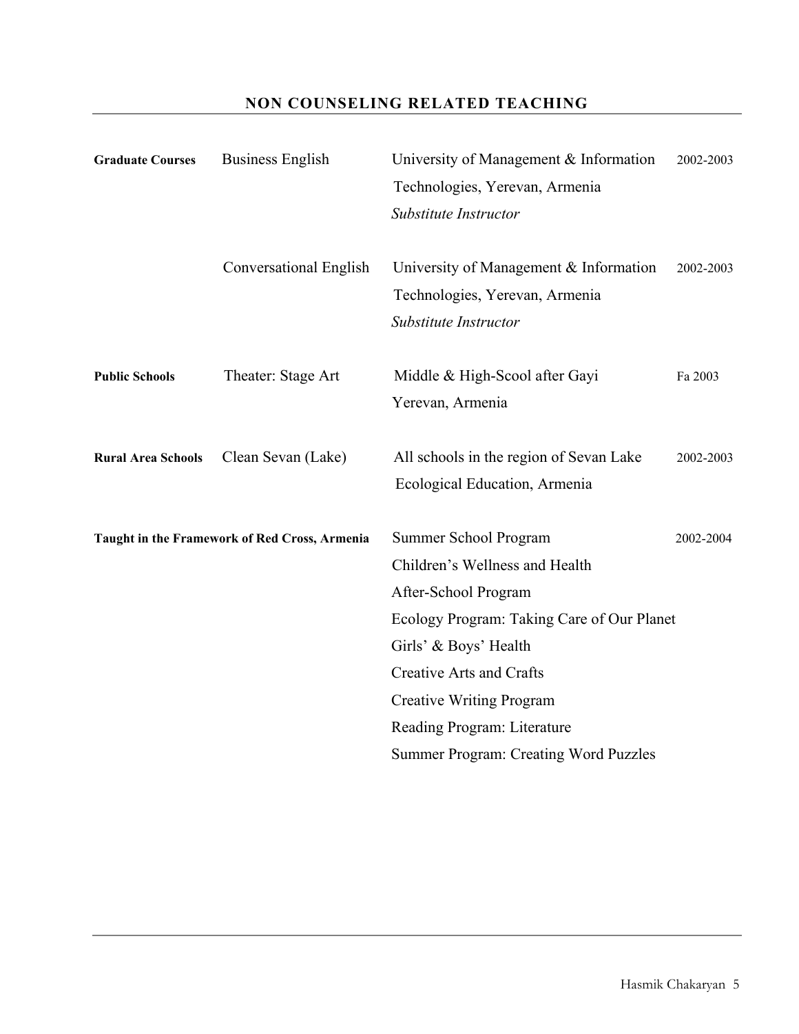## NON COUNSELING RELATED TEACHING

| | | | |
|---|---|---|---|
| **Graduate Courses** | Business English | University of Management & Information Technologies, Yerevan, Armenia<br>*Substitute Instructor* | 2002-2003 |
| | Conversational English | University of Management & Information Technologies, Yerevan, Armenia<br>*Substitute Instructor* | 2002-2003 |
| **Public Schools** | Theater: Stage Art | Middle & High-Scool after Gayi<br>Yerevan, Armenia | Fa 2003 |
| **Rural Area Schools** | Clean Sevan (Lake) | All schools in the region of Sevan Lake<br>Ecological Education, Armenia | 2002-2003 |
| **Taught in the Framework of Red Cross, Armenia** | | Summer School Program<br>Children's Wellness and Health<br>After-School Program<br>Ecology Program: Taking Care of Our Planet<br>Girls' & Boys' Health<br>Creative Arts and Crafts<br>Creative Writing Program<br>Reading Program: Literature<br>Summer Program: Creating Word Puzzles | 2002-2004 |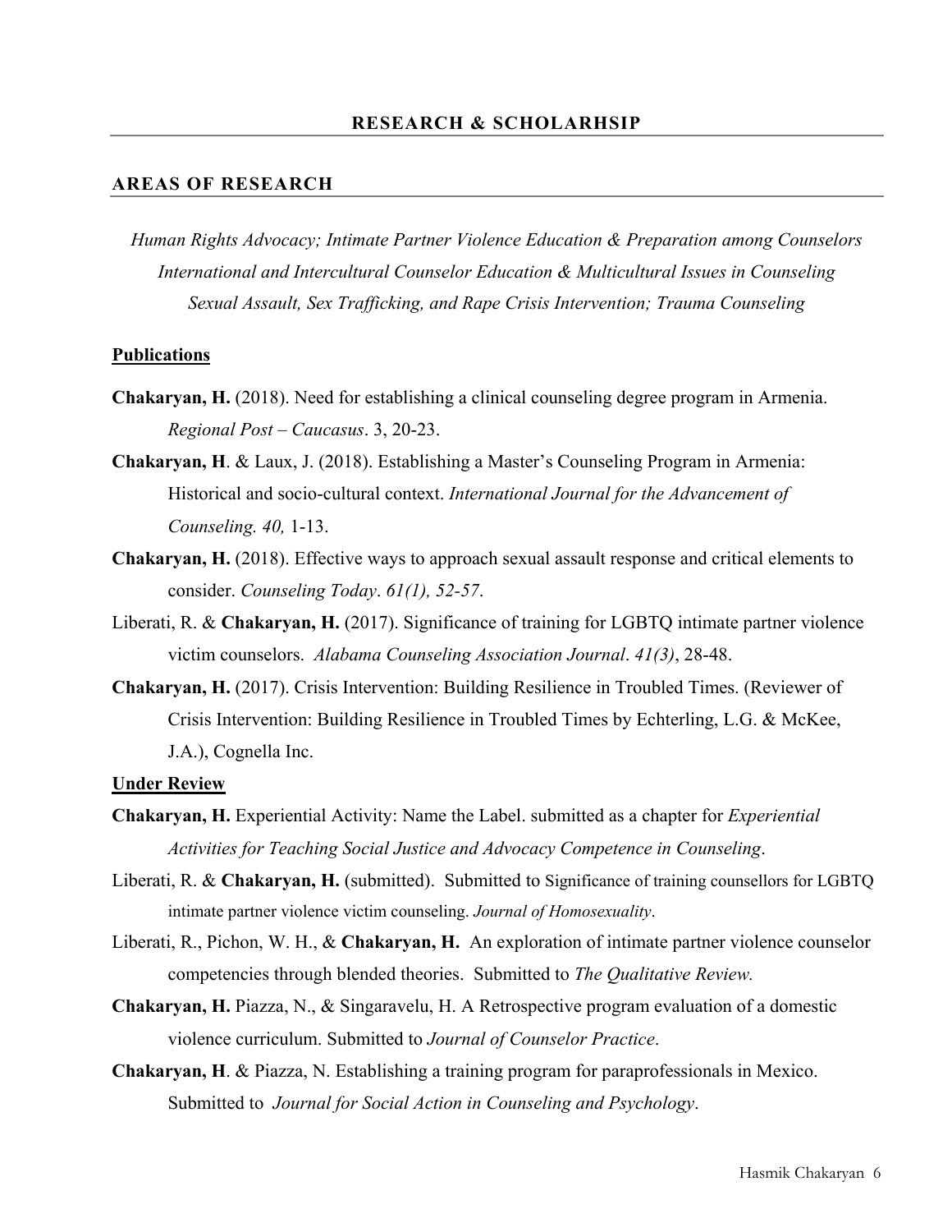# RESEARCH & SCHOLARHSIP

## AREAS OF RESEARCH

*Human Rights Advocacy; Intimate Partner Violence Education & Preparation among Counselors*
*International and Intercultural Counselor Education & Multicultural Issues in Counseling*
*Sexual Assault, Sex Trafficking, and Rape Crisis Intervention; Trauma Counseling*

### Publications

**Chakaryan, H.** (2018). Need for establishing a clinical counseling degree program in Armenia. *Regional Post – Caucasus*. 3, 20-23.

**Chakaryan, H**. & Laux, J. (2018). Establishing a Master's Counseling Program in Armenia: Historical and socio-cultural context. *International Journal for the Advancement of Counseling. 40,* 1-13.

**Chakaryan, H.** (2018). Effective ways to approach sexual assault response and critical elements to consider. *Counseling Today*. *61(1), 52-57*.

Liberati, R. & **Chakaryan, H.** (2017). Significance of training for LGBTQ intimate partner violence victim counselors. *Alabama Counseling Association Journal*. *41(3)*, 28-48.

**Chakaryan, H.** (2017). Crisis Intervention: Building Resilience in Troubled Times. (Reviewer of Crisis Intervention: Building Resilience in Troubled Times by Echterling, L.G. & McKee, J.A.), Cognella Inc.

### Under Review

**Chakaryan, H.** Experiential Activity: Name the Label. submitted as a chapter for *Experiential Activities for Teaching Social Justice and Advocacy Competence in Counseling*.

Liberati, R. & **Chakaryan, H.** (submitted). Submitted to Significance of training counsellors for LGBTQ intimate partner violence victim counseling. *Journal of Homosexuality*.

Liberati, R., Pichon, W. H., & **Chakaryan, H.** An exploration of intimate partner violence counselor competencies through blended theories. Submitted to *The Qualitative Review.*

**Chakaryan, H.** Piazza, N., & Singaravelu, H. A Retrospective program evaluation of a domestic violence curriculum. Submitted to *Journal of Counselor Practice*.

**Chakaryan, H**. & Piazza, N. Establishing a training program for paraprofessionals in Mexico. Submitted to *Journal for Social Action in Counseling and Psychology*.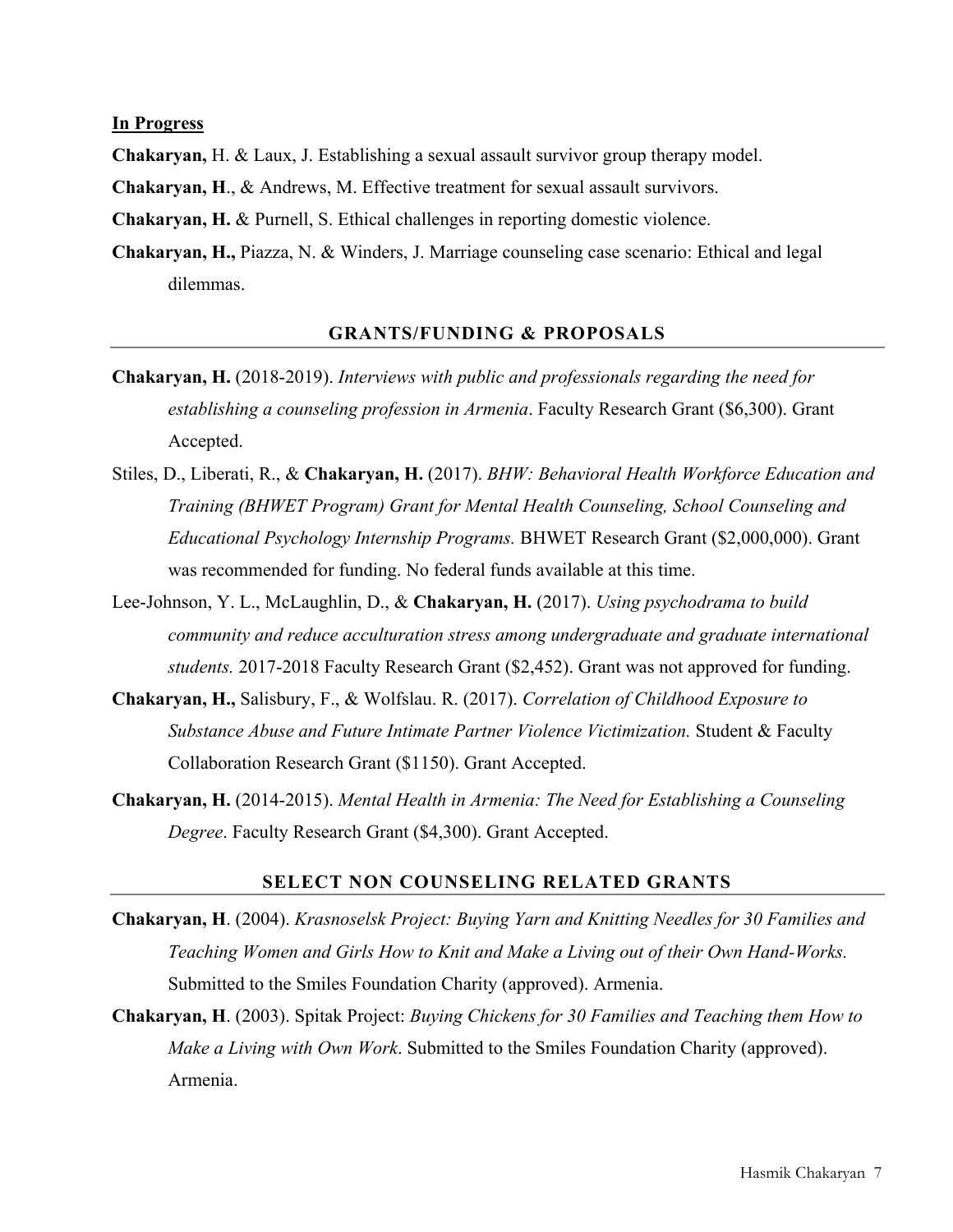**In Progress**

**Chakaryan,** H. & Laux, J. Establishing a sexual assault survivor group therapy model.

**Chakaryan, H**., & Andrews, M. Effective treatment for sexual assault survivors.

**Chakaryan, H.** & Purnell, S. Ethical challenges in reporting domestic violence.

**Chakaryan, H.,** Piazza, N. & Winders, J. Marriage counseling case scenario: Ethical and legal dilemmas.

## GRANTS/FUNDING & PROPOSALS

**Chakaryan, H.** (2018-2019). *Interviews with public and professionals regarding the need for establishing a counseling profession in Armenia*. Faculty Research Grant ($6,300). Grant Accepted.

Stiles, D., Liberati, R., & **Chakaryan, H.** (2017). *BHW: Behavioral Health Workforce Education and Training (BHWET Program) Grant for Mental Health Counseling, School Counseling and Educational Psychology Internship Programs.* BHWET Research Grant ($2,000,000). Grant was recommended for funding. No federal funds available at this time.

Lee-Johnson, Y. L., McLaughlin, D., & **Chakaryan, H.** (2017). *Using psychodrama to build community and reduce acculturation stress among undergraduate and graduate international students.* 2017-2018 Faculty Research Grant ($2,452). Grant was not approved for funding.

**Chakaryan, H.,** Salisbury, F., & Wolfslau. R. (2017). *Correlation of Childhood Exposure to Substance Abuse and Future Intimate Partner Violence Victimization.* Student & Faculty Collaboration Research Grant ($1150). Grant Accepted.

**Chakaryan, H.** (2014-2015). *Mental Health in Armenia: The Need for Establishing a Counseling Degree*. Faculty Research Grant ($4,300). Grant Accepted.

## SELECT NON COUNSELING RELATED GRANTS

**Chakaryan, H**. (2004). *Krasnoselsk Project: Buying Yarn and Knitting Needles for 30 Families and Teaching Women and Girls How to Knit and Make a Living out of their Own Hand-Works.* Submitted to the Smiles Foundation Charity (approved). Armenia.

**Chakaryan, H**. (2003). Spitak Project: *Buying Chickens for 30 Families and Teaching them How to Make a Living with Own Work*. Submitted to the Smiles Foundation Charity (approved). Armenia.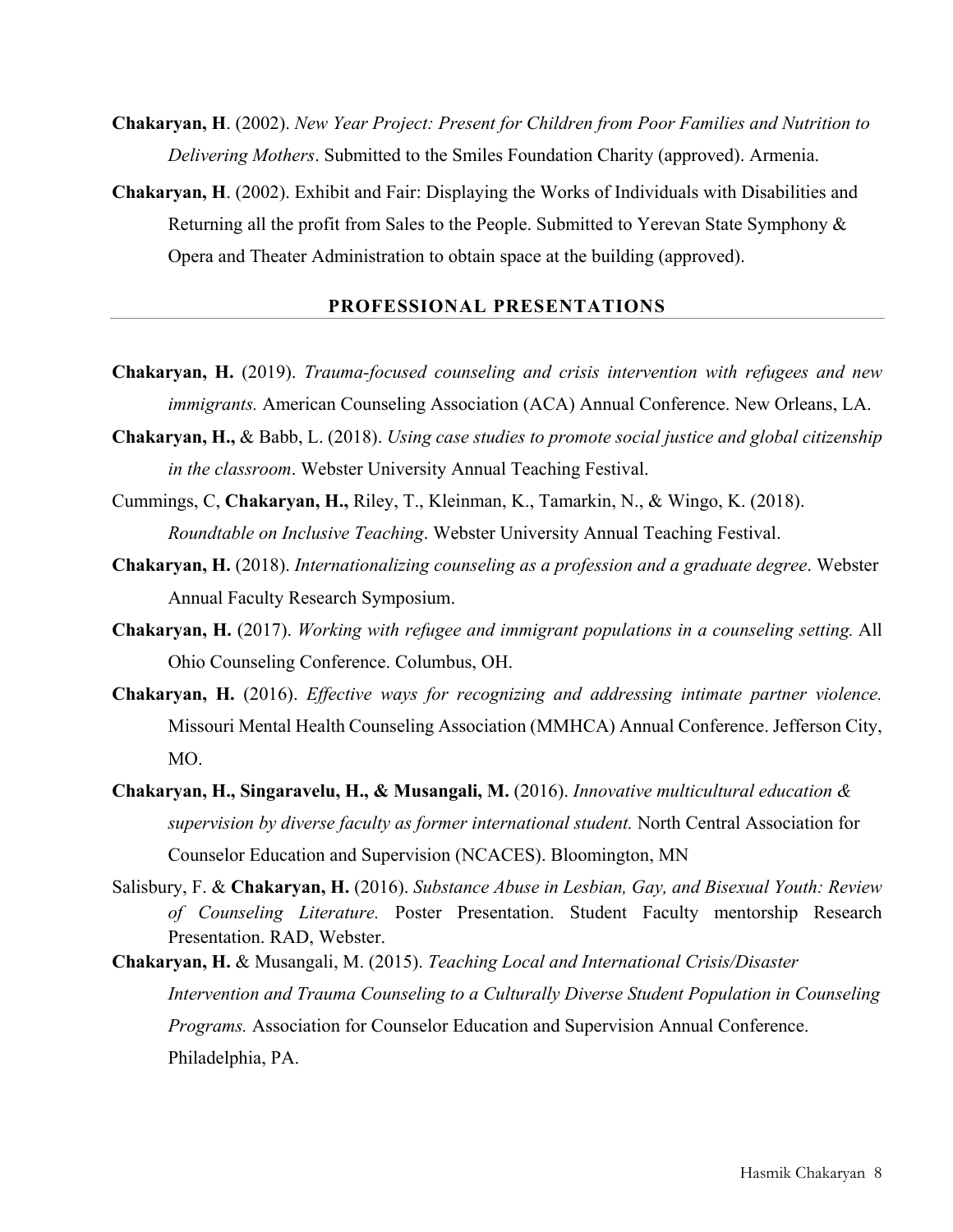**Chakaryan, H**. (2002). *New Year Project: Present for Children from Poor Families and Nutrition to Delivering Mothers*. Submitted to the Smiles Foundation Charity (approved). Armenia.

**Chakaryan, H**. (2002). Exhibit and Fair: Displaying the Works of Individuals with Disabilities and Returning all the profit from Sales to the People. Submitted to Yerevan State Symphony & Opera and Theater Administration to obtain space at the building (approved).

## PROFESSIONAL PRESENTATIONS

**Chakaryan, H.** (2019). *Trauma-focused counseling and crisis intervention with refugees and new immigrants.* American Counseling Association (ACA) Annual Conference. New Orleans, LA.

**Chakaryan, H.,** & Babb, L. (2018). *Using case studies to promote social justice and global citizenship in the classroom*. Webster University Annual Teaching Festival.

Cummings, C, **Chakaryan, H.,** Riley, T., Kleinman, K., Tamarkin, N., & Wingo, K. (2018). *Roundtable on Inclusive Teaching*. Webster University Annual Teaching Festival.

**Chakaryan, H.** (2018). *Internationalizing counseling as a profession and a graduate degree*. Webster Annual Faculty Research Symposium.

**Chakaryan, H.** (2017). *Working with refugee and immigrant populations in a counseling setting.* All Ohio Counseling Conference. Columbus, OH.

**Chakaryan, H.** (2016). *Effective ways for recognizing and addressing intimate partner violence.* Missouri Mental Health Counseling Association (MMHCA) Annual Conference. Jefferson City, MO.

**Chakaryan, H., Singaravelu, H., & Musangali, M.** (2016). *Innovative multicultural education & supervision by diverse faculty as former international student.* North Central Association for Counselor Education and Supervision (NCACES). Bloomington, MN

Salisbury, F. & **Chakaryan, H.** (2016). *Substance Abuse in Lesbian, Gay, and Bisexual Youth: Review of Counseling Literature.* Poster Presentation. Student Faculty mentorship Research Presentation. RAD, Webster.

**Chakaryan, H.** & Musangali, M. (2015). *Teaching Local and International Crisis/Disaster Intervention and Trauma Counseling to a Culturally Diverse Student Population in Counseling Programs.* Association for Counselor Education and Supervision Annual Conference. Philadelphia, PA.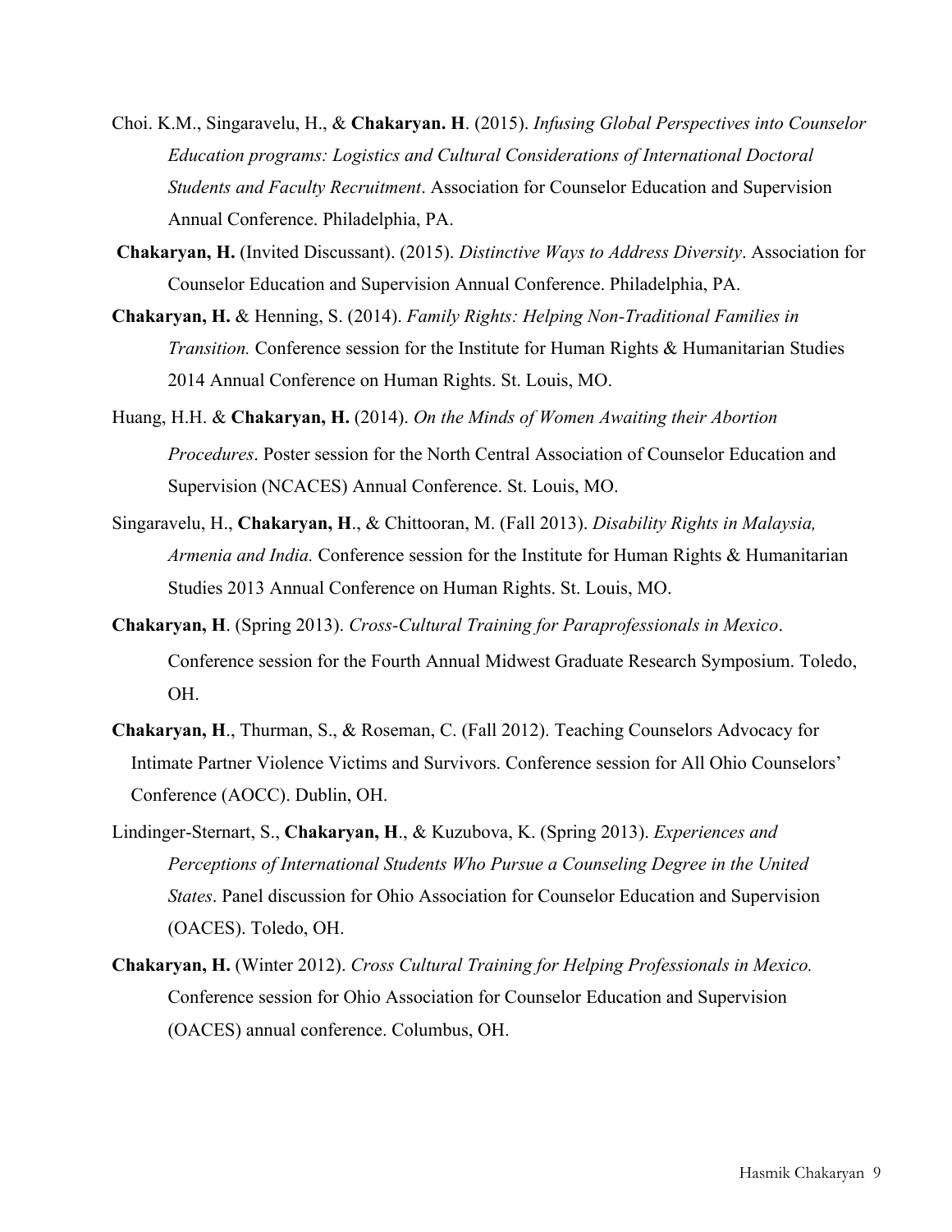Choi. K.M., Singaravelu, H., & **Chakaryan. H**. (2015). *Infusing Global Perspectives into Counselor Education programs: Logistics and Cultural Considerations of International Doctoral Students and Faculty Recruitment*. Association for Counselor Education and Supervision Annual Conference. Philadelphia, PA.

**Chakaryan, H.** (Invited Discussant). (2015). *Distinctive Ways to Address Diversity*. Association for Counselor Education and Supervision Annual Conference. Philadelphia, PA.

**Chakaryan, H.** & Henning, S. (2014). *Family Rights: Helping Non-Traditional Families in Transition.* Conference session for the Institute for Human Rights & Humanitarian Studies 2014 Annual Conference on Human Rights. St. Louis, MO.

Huang, H.H. & **Chakaryan, H.** (2014). *On the Minds of Women Awaiting their Abortion Procedures*. Poster session for the North Central Association of Counselor Education and Supervision (NCACES) Annual Conference. St. Louis, MO.

Singaravelu, H., **Chakaryan, H**., & Chittooran, M. (Fall 2013). *Disability Rights in Malaysia, Armenia and India.* Conference session for the Institute for Human Rights & Humanitarian Studies 2013 Annual Conference on Human Rights. St. Louis, MO.

**Chakaryan, H**. (Spring 2013). *Cross-Cultural Training for Paraprofessionals in Mexico*. Conference session for the Fourth Annual Midwest Graduate Research Symposium. Toledo, OH.

**Chakaryan, H**., Thurman, S., & Roseman, C. (Fall 2012). Teaching Counselors Advocacy for Intimate Partner Violence Victims and Survivors. Conference session for All Ohio Counselors' Conference (AOCC). Dublin, OH.

Lindinger-Sternart, S., **Chakaryan, H**., & Kuzubova, K. (Spring 2013). *Experiences and Perceptions of International Students Who Pursue a Counseling Degree in the United States*. Panel discussion for Ohio Association for Counselor Education and Supervision (OACES). Toledo, OH.

**Chakaryan, H.** (Winter 2012). *Cross Cultural Training for Helping Professionals in Mexico.* Conference session for Ohio Association for Counselor Education and Supervision (OACES) annual conference. Columbus, OH.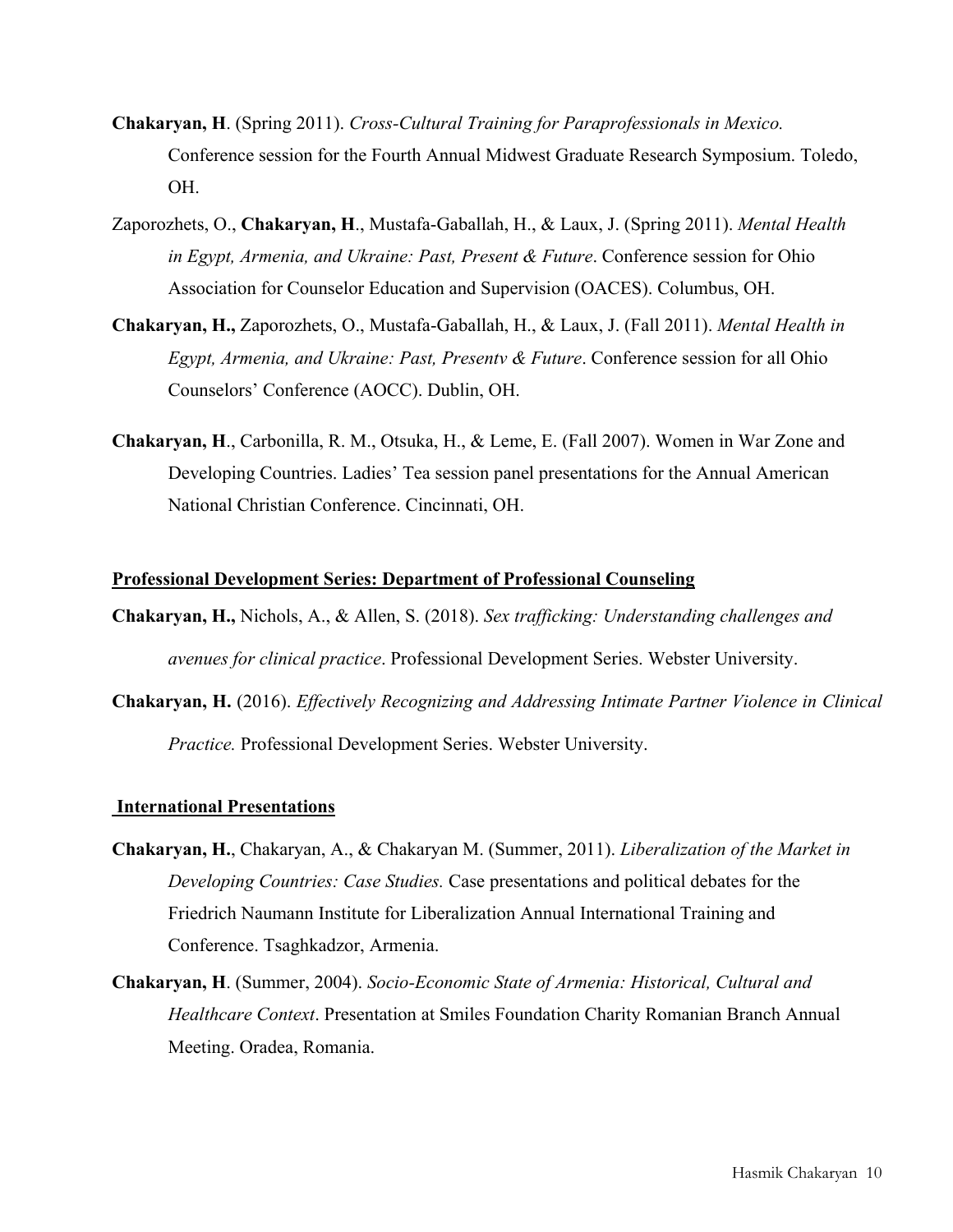**Chakaryan, H**. (Spring 2011). *Cross-Cultural Training for Paraprofessionals in Mexico.* Conference session for the Fourth Annual Midwest Graduate Research Symposium. Toledo, OH.

Zaporozhets, O., **Chakaryan, H**., Mustafa-Gaballah, H., & Laux, J. (Spring 2011). *Mental Health in Egypt, Armenia, and Ukraine: Past, Present & Future*. Conference session for Ohio Association for Counselor Education and Supervision (OACES). Columbus, OH.

**Chakaryan, H.,** Zaporozhets, O., Mustafa-Gaballah, H., & Laux, J. (Fall 2011). *Mental Health in Egypt, Armenia, and Ukraine: Past, Presentv & Future*. Conference session for all Ohio Counselors' Conference (AOCC). Dublin, OH.

**Chakaryan, H**., Carbonilla, R. M., Otsuka, H., & Leme, E. (Fall 2007). Women in War Zone and Developing Countries. Ladies' Tea session panel presentations for the Annual American National Christian Conference. Cincinnati, OH.

## Professional Development Series: Department of Professional Counseling

**Chakaryan, H.,** Nichols, A., & Allen, S. (2018). *Sex trafficking: Understanding challenges and avenues for clinical practice*. Professional Development Series. Webster University.

**Chakaryan, H.** (2016). *Effectively Recognizing and Addressing Intimate Partner Violence in Clinical Practice.* Professional Development Series. Webster University.

## International Presentations

**Chakaryan, H.**, Chakaryan, A., & Chakaryan M. (Summer, 2011). *Liberalization of the Market in Developing Countries: Case Studies.* Case presentations and political debates for the Friedrich Naumann Institute for Liberalization Annual International Training and Conference. Tsaghkadzor, Armenia.

**Chakaryan, H**. (Summer, 2004). *Socio-Economic State of Armenia: Historical, Cultural and Healthcare Context*. Presentation at Smiles Foundation Charity Romanian Branch Annual Meeting. Oradea, Romania.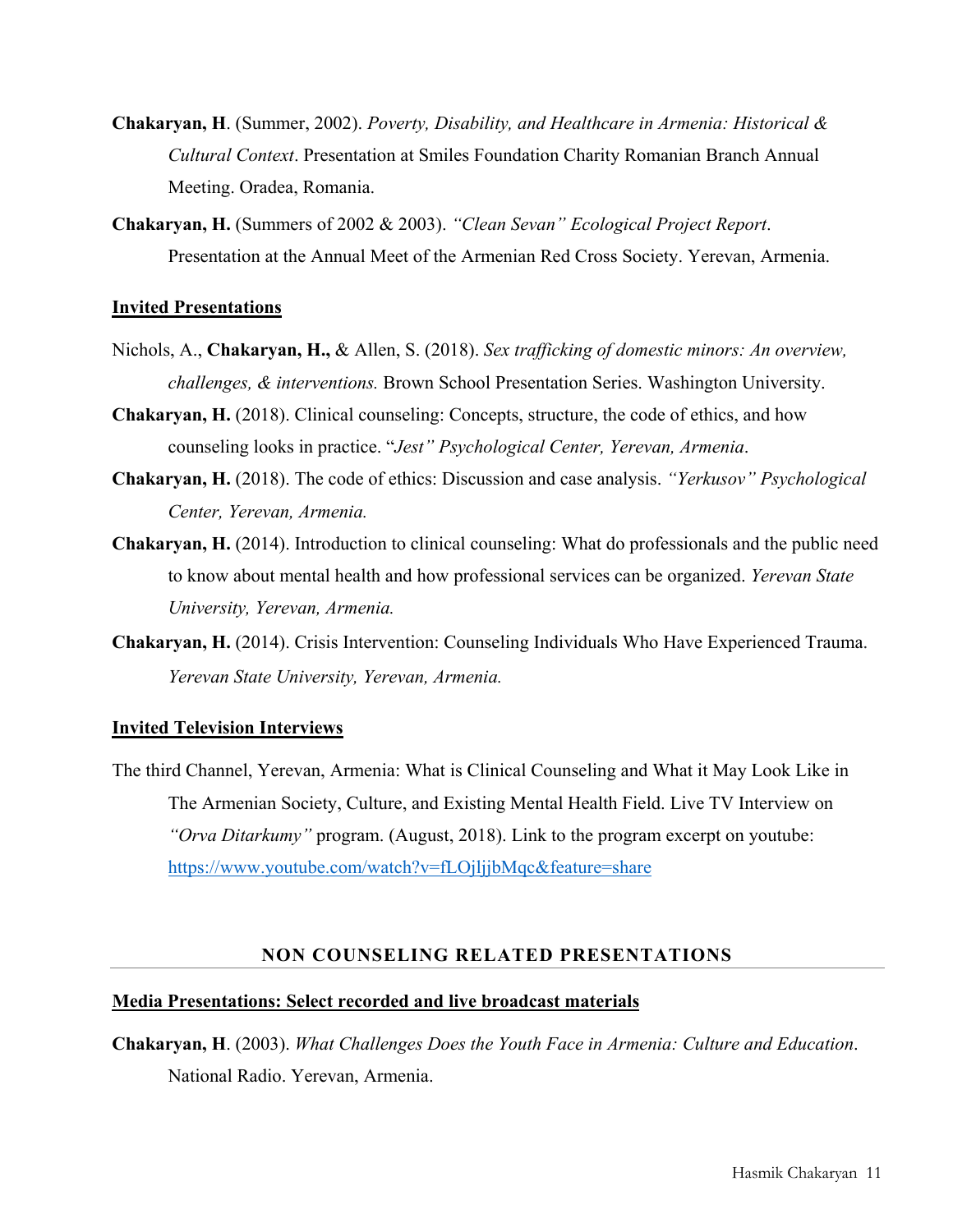**Chakaryan, H**. (Summer, 2002). *Poverty, Disability, and Healthcare in Armenia: Historical & Cultural Context*. Presentation at Smiles Foundation Charity Romanian Branch Annual Meeting. Oradea, Romania.

**Chakaryan, H.** (Summers of 2002 & 2003). *"Clean Sevan" Ecological Project Report*. Presentation at the Annual Meet of the Armenian Red Cross Society. Yerevan, Armenia.

**Invited Presentations**

Nichols, A., **Chakaryan, H.,** & Allen, S. (2018). *Sex trafficking of domestic minors: An overview, challenges, & interventions.* Brown School Presentation Series. Washington University.

**Chakaryan, H.** (2018). Clinical counseling: Concepts, structure, the code of ethics, and how counseling looks in practice. "*Jest" Psychological Center, Yerevan, Armenia*.

**Chakaryan, H.** (2018). The code of ethics: Discussion and case analysis. *"Yerkusov" Psychological Center, Yerevan, Armenia.*

**Chakaryan, H.** (2014). Introduction to clinical counseling: What do professionals and the public need to know about mental health and how professional services can be organized. *Yerevan State University, Yerevan, Armenia.*

**Chakaryan, H.** (2014). Crisis Intervention: Counseling Individuals Who Have Experienced Trauma. *Yerevan State University, Yerevan, Armenia.*

**Invited Television Interviews**

The third Channel, Yerevan, Armenia: What is Clinical Counseling and What it May Look Like in The Armenian Society, Culture, and Existing Mental Health Field. Live TV Interview on *"Orva Ditarkumy"* program. (August, 2018). Link to the program excerpt on youtube: https://www.youtube.com/watch?v=fLOjljjbMqc&feature=share

## NON COUNSELING RELATED PRESENTATIONS

**Media Presentations: Select recorded and live broadcast materials**

**Chakaryan, H**. (2003). *What Challenges Does the Youth Face in Armenia: Culture and Education*. National Radio. Yerevan, Armenia.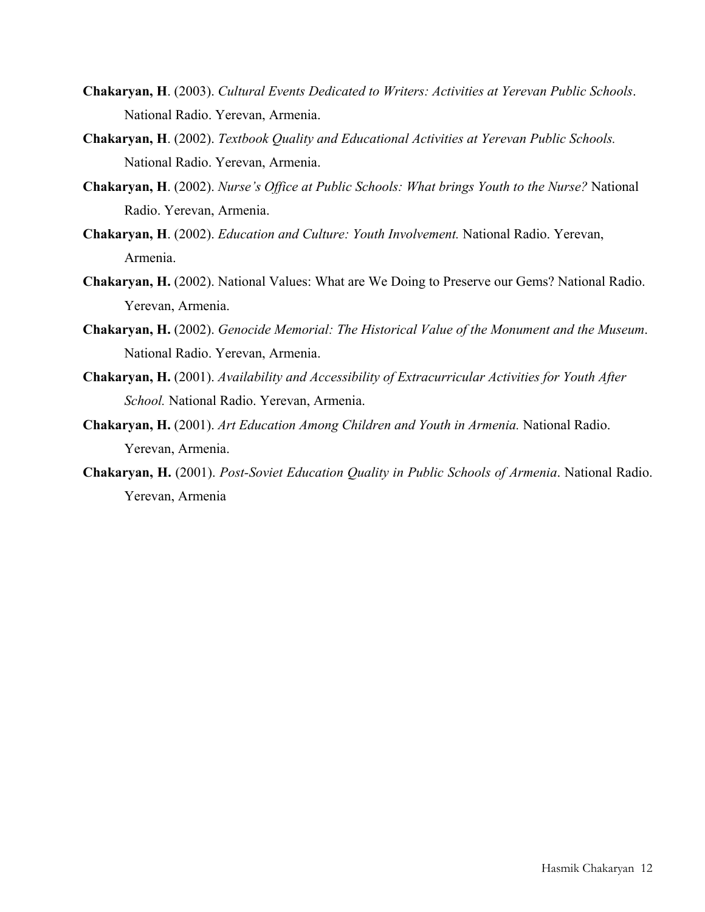**Chakaryan, H**. (2003). *Cultural Events Dedicated to Writers: Activities at Yerevan Public Schools*. National Radio. Yerevan, Armenia.

**Chakaryan, H**. (2002). *Textbook Quality and Educational Activities at Yerevan Public Schools.* National Radio. Yerevan, Armenia.

**Chakaryan, H**. (2002). *Nurse's Office at Public Schools: What brings Youth to the Nurse?* National Radio. Yerevan, Armenia.

**Chakaryan, H**. (2002). *Education and Culture: Youth Involvement.* National Radio. Yerevan, Armenia.

**Chakaryan, H.** (2002). National Values: What are We Doing to Preserve our Gems? National Radio. Yerevan, Armenia.

**Chakaryan, H.** (2002). *Genocide Memorial: The Historical Value of the Monument and the Museum*. National Radio. Yerevan, Armenia.

**Chakaryan, H.** (2001). *Availability and Accessibility of Extracurricular Activities for Youth After School.* National Radio. Yerevan, Armenia.

**Chakaryan, H.** (2001). *Art Education Among Children and Youth in Armenia.* National Radio. Yerevan, Armenia.

**Chakaryan, H.** (2001). *Post-Soviet Education Quality in Public Schools of Armenia*. National Radio. Yerevan, Armenia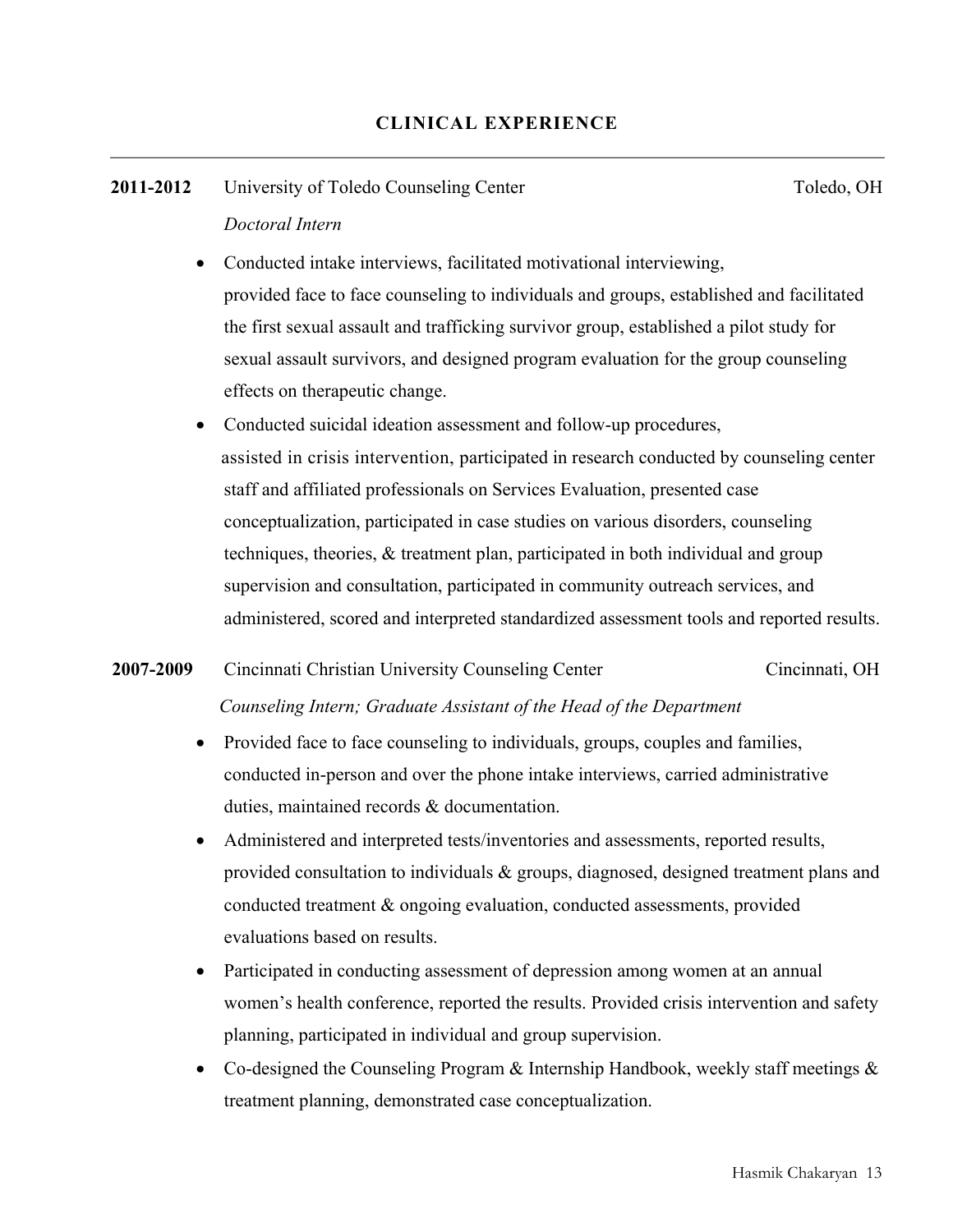## CLINICAL EXPERIENCE

**2011-2012** University of Toledo Counseling Center Toledo, OH

*Doctoral Intern*

- Conducted intake interviews, facilitated motivational interviewing, provided face to face counseling to individuals and groups, established and facilitated the first sexual assault and trafficking survivor group, established a pilot study for sexual assault survivors, and designed program evaluation for the group counseling effects on therapeutic change.
- Conducted suicidal ideation assessment and follow-up procedures, assisted in crisis intervention, participated in research conducted by counseling center staff and affiliated professionals on Services Evaluation, presented case conceptualization, participated in case studies on various disorders, counseling techniques, theories, & treatment plan, participated in both individual and group supervision and consultation, participated in community outreach services, and administered, scored and interpreted standardized assessment tools and reported results.

**2007-2009** Cincinnati Christian University Counseling Center Cincinnati, OH

*Counseling Intern; Graduate Assistant of the Head of the Department*

- Provided face to face counseling to individuals, groups, couples and families, conducted in-person and over the phone intake interviews, carried administrative duties, maintained records & documentation.
- Administered and interpreted tests/inventories and assessments, reported results, provided consultation to individuals & groups, diagnosed, designed treatment plans and conducted treatment & ongoing evaluation, conducted assessments, provided evaluations based on results.
- Participated in conducting assessment of depression among women at an annual women's health conference, reported the results. Provided crisis intervention and safety planning, participated in individual and group supervision.
- Co-designed the Counseling Program & Internship Handbook, weekly staff meetings & treatment planning, demonstrated case conceptualization.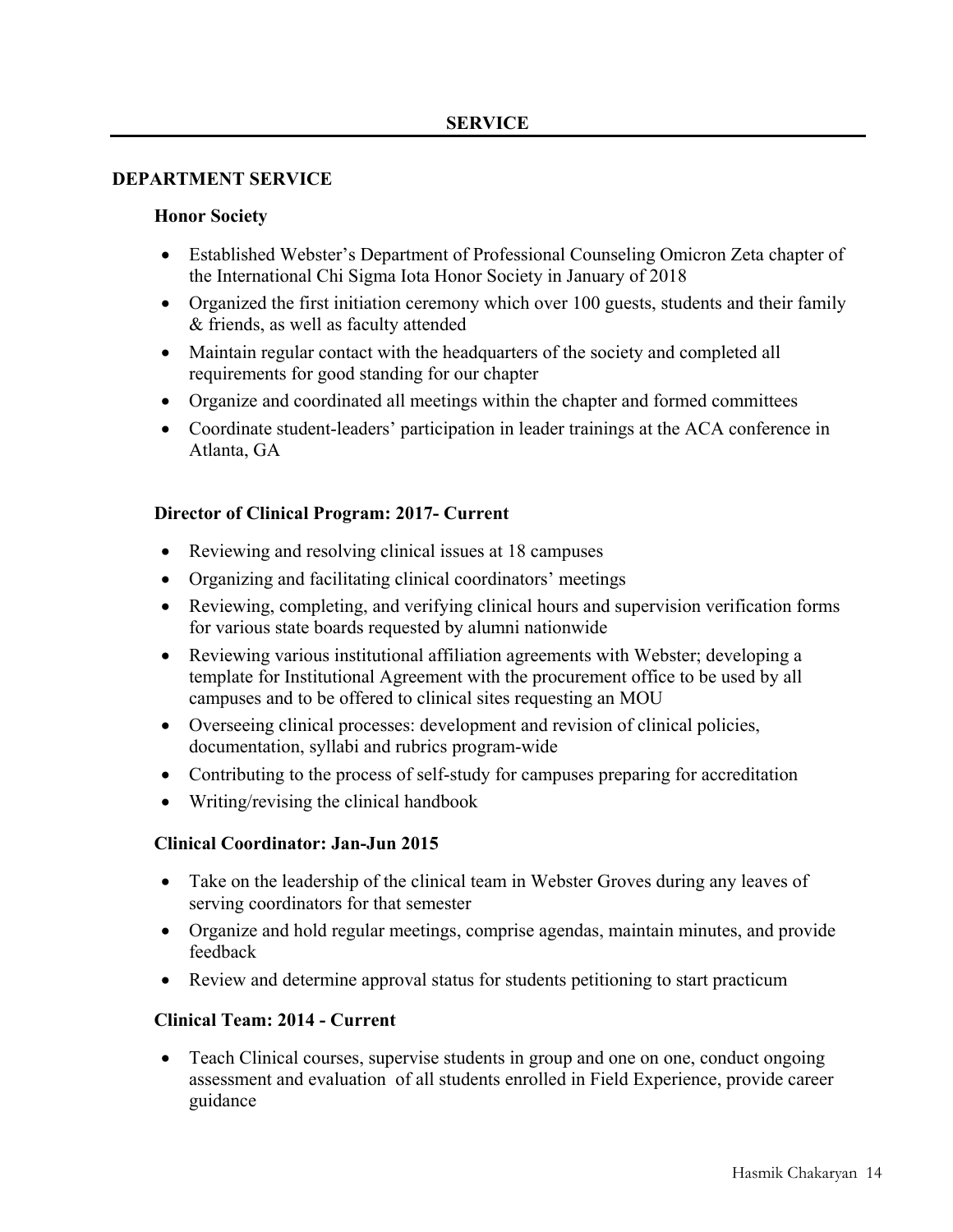# SERVICE

## DEPARTMENT SERVICE

### Honor Society

- Established Webster's Department of Professional Counseling Omicron Zeta chapter of the International Chi Sigma Iota Honor Society in January of 2018
- Organized the first initiation ceremony which over 100 guests, students and their family & friends, as well as faculty attended
- Maintain regular contact with the headquarters of the society and completed all requirements for good standing for our chapter
- Organize and coordinated all meetings within the chapter and formed committees
- Coordinate student-leaders' participation in leader trainings at the ACA conference in Atlanta, GA

### Director of Clinical Program: 2017- Current

- Reviewing and resolving clinical issues at 18 campuses
- Organizing and facilitating clinical coordinators' meetings
- Reviewing, completing, and verifying clinical hours and supervision verification forms for various state boards requested by alumni nationwide
- Reviewing various institutional affiliation agreements with Webster; developing a template for Institutional Agreement with the procurement office to be used by all campuses and to be offered to clinical sites requesting an MOU
- Overseeing clinical processes: development and revision of clinical policies, documentation, syllabi and rubrics program-wide
- Contributing to the process of self-study for campuses preparing for accreditation
- Writing/revising the clinical handbook

### Clinical Coordinator: Jan-Jun 2015

- Take on the leadership of the clinical team in Webster Groves during any leaves of serving coordinators for that semester
- Organize and hold regular meetings, comprise agendas, maintain minutes, and provide feedback
- Review and determine approval status for students petitioning to start practicum

### Clinical Team: 2014 - Current

- Teach Clinical courses, supervise students in group and one on one, conduct ongoing assessment and evaluation of all students enrolled in Field Experience, provide career guidance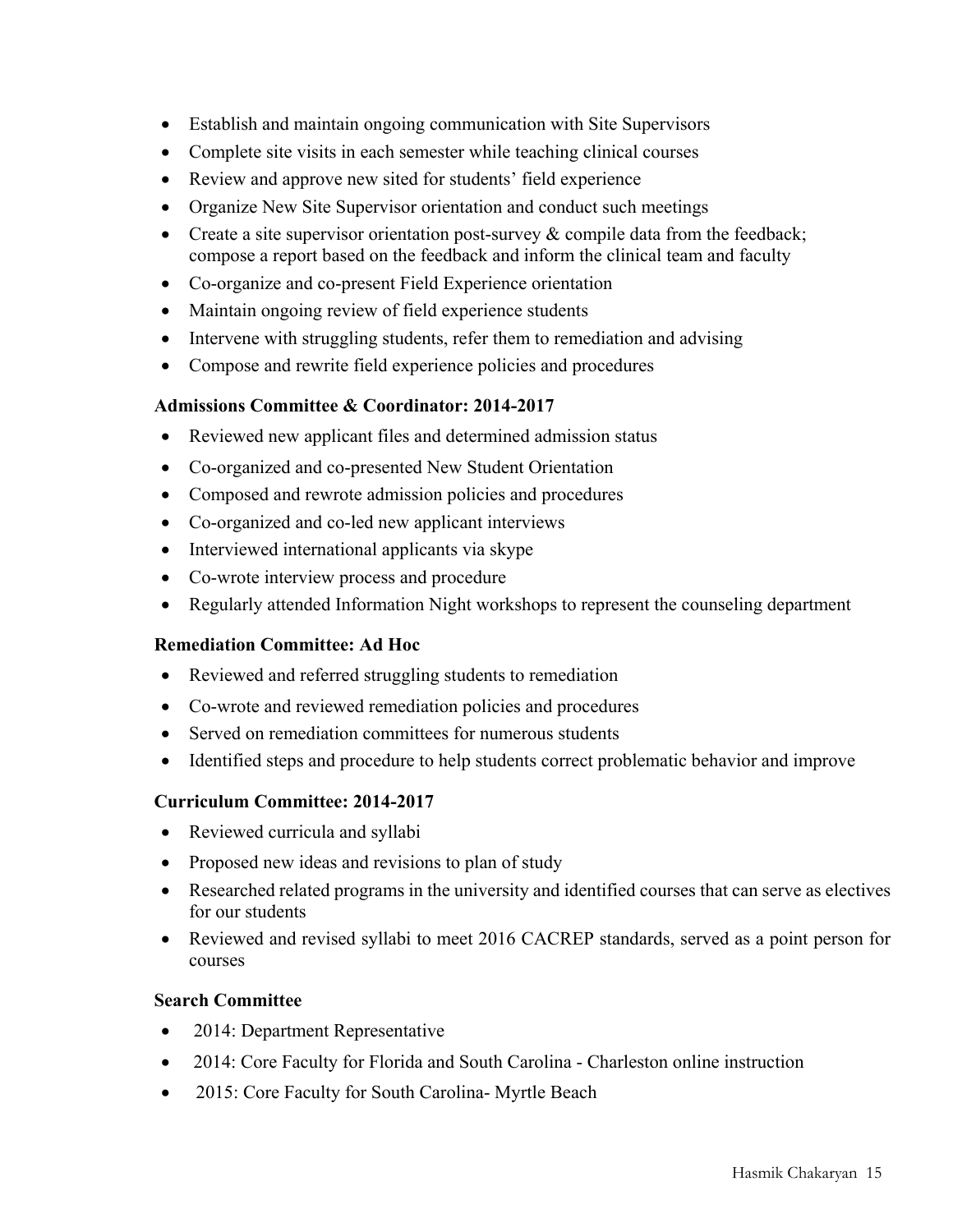- Establish and maintain ongoing communication with Site Supervisors
- Complete site visits in each semester while teaching clinical courses
- Review and approve new sited for students' field experience
- Organize New Site Supervisor orientation and conduct such meetings
- Create a site supervisor orientation post-survey & compile data from the feedback; compose a report based on the feedback and inform the clinical team and faculty
- Co-organize and co-present Field Experience orientation
- Maintain ongoing review of field experience students
- Intervene with struggling students, refer them to remediation and advising
- Compose and rewrite field experience policies and procedures

**Admissions Committee & Coordinator: 2014-2017**

- Reviewed new applicant files and determined admission status
- Co-organized and co-presented New Student Orientation
- Composed and rewrote admission policies and procedures
- Co-organized and co-led new applicant interviews
- Interviewed international applicants via skype
- Co-wrote interview process and procedure
- Regularly attended Information Night workshops to represent the counseling department

**Remediation Committee: Ad Hoc**

- Reviewed and referred struggling students to remediation
- Co-wrote and reviewed remediation policies and procedures
- Served on remediation committees for numerous students
- Identified steps and procedure to help students correct problematic behavior and improve

**Curriculum Committee: 2014-2017**

- Reviewed curricula and syllabi
- Proposed new ideas and revisions to plan of study
- Researched related programs in the university and identified courses that can serve as electives for our students
- Reviewed and revised syllabi to meet 2016 CACREP standards, served as a point person for courses

**Search Committee**

- 2014: Department Representative
- 2014: Core Faculty for Florida and South Carolina - Charleston online instruction
- 2015: Core Faculty for South Carolina- Myrtle Beach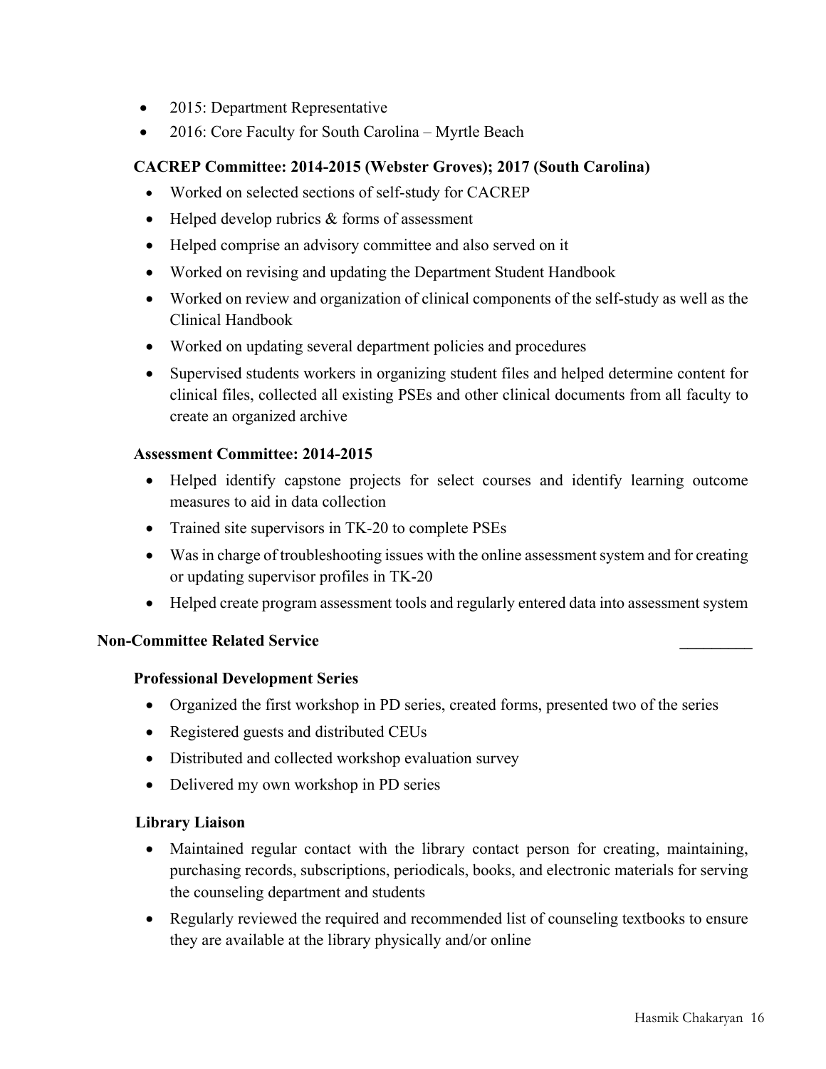- 2015: Department Representative
- 2016: Core Faculty for South Carolina – Myrtle Beach

**CACREP Committee: 2014-2015 (Webster Groves); 2017 (South Carolina)**

- Worked on selected sections of self-study for CACREP
- Helped develop rubrics & forms of assessment
- Helped comprise an advisory committee and also served on it
- Worked on revising and updating the Department Student Handbook
- Worked on review and organization of clinical components of the self-study as well as the Clinical Handbook
- Worked on updating several department policies and procedures
- Supervised students workers in organizing student files and helped determine content for clinical files, collected all existing PSEs and other clinical documents from all faculty to create an organized archive

**Assessment Committee: 2014-2015**

- Helped identify capstone projects for select courses and identify learning outcome measures to aid in data collection
- Trained site supervisors in TK-20 to complete PSEs
- Was in charge of troubleshooting issues with the online assessment system and for creating or updating supervisor profiles in TK-20
- Helped create program assessment tools and regularly entered data into assessment system

## Non-Committee Related Service

**Professional Development Series**

- Organized the first workshop in PD series, created forms, presented two of the series
- Registered guests and distributed CEUs
- Distributed and collected workshop evaluation survey
- Delivered my own workshop in PD series

**Library Liaison**

- Maintained regular contact with the library contact person for creating, maintaining, purchasing records, subscriptions, periodicals, books, and electronic materials for serving the counseling department and students
- Regularly reviewed the required and recommended list of counseling textbooks to ensure they are available at the library physically and/or online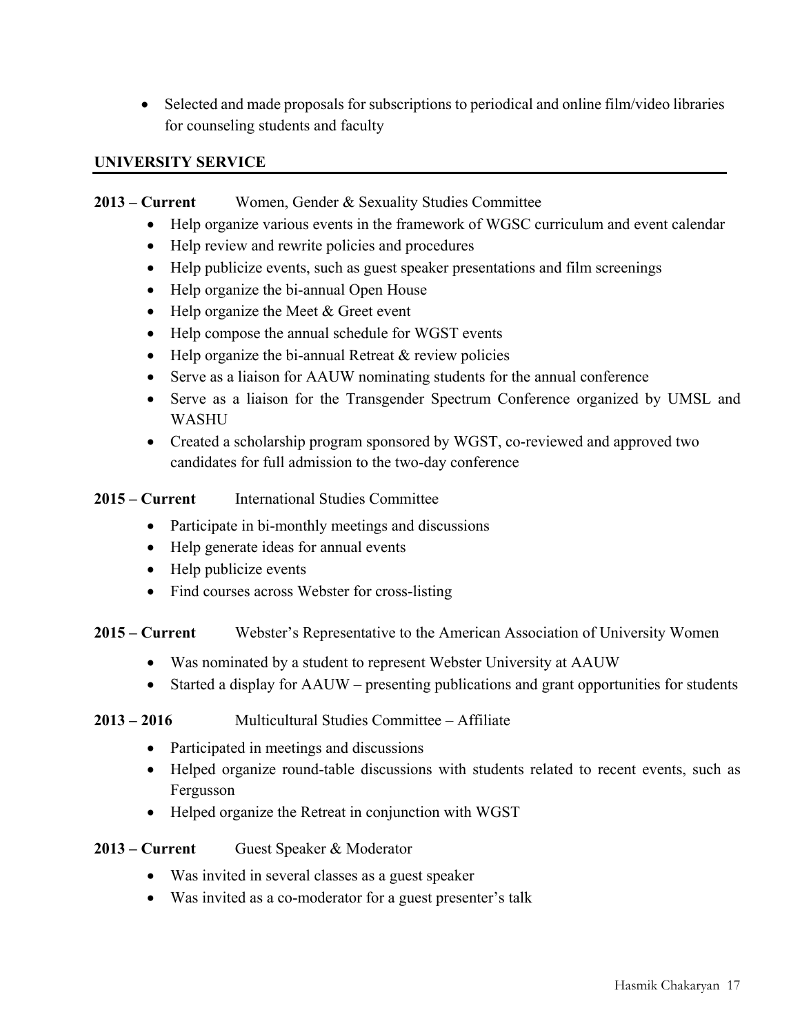- Selected and made proposals for subscriptions to periodical and online film/video libraries for counseling students and faculty

## UNIVERSITY SERVICE

**2013 – Current** Women, Gender & Sexuality Studies Committee

- Help organize various events in the framework of WGSC curriculum and event calendar
- Help review and rewrite policies and procedures
- Help publicize events, such as guest speaker presentations and film screenings
- Help organize the bi-annual Open House
- Help organize the Meet & Greet event
- Help compose the annual schedule for WGST events
- Help organize the bi-annual Retreat & review policies
- Serve as a liaison for AAUW nominating students for the annual conference
- Serve as a liaison for the Transgender Spectrum Conference organized by UMSL and WASHU
- Created a scholarship program sponsored by WGST, co-reviewed and approved two candidates for full admission to the two-day conference

**2015 – Current** International Studies Committee

- Participate in bi-monthly meetings and discussions
- Help generate ideas for annual events
- Help publicize events
- Find courses across Webster for cross-listing

**2015 – Current** Webster's Representative to the American Association of University Women

- Was nominated by a student to represent Webster University at AAUW
- Started a display for AAUW – presenting publications and grant opportunities for students

**2013 – 2016** Multicultural Studies Committee – Affiliate

- Participated in meetings and discussions
- Helped organize round-table discussions with students related to recent events, such as Fergusson
- Helped organize the Retreat in conjunction with WGST

**2013 – Current** Guest Speaker & Moderator

- Was invited in several classes as a guest speaker
- Was invited as a co-moderator for a guest presenter's talk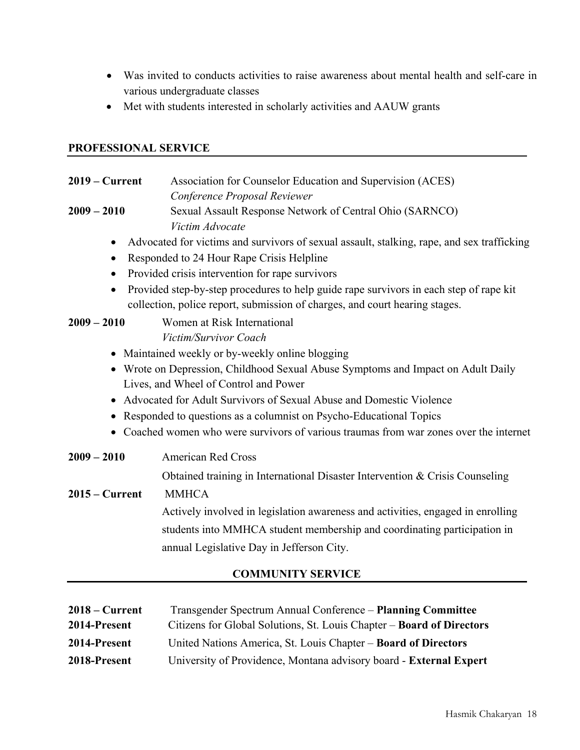- Was invited to conducts activities to raise awareness about mental health and self-care in various undergraduate classes
- Met with students interested in scholarly activities and AAUW grants

## PROFESSIONAL SERVICE

**2019 – Current** Association for Counselor Education and Supervision (ACES)
*Conference Proposal Reviewer*

**2009 – 2010** Sexual Assault Response Network of Central Ohio (SARNCO)
*Victim Advocate*

- Advocated for victims and survivors of sexual assault, stalking, rape, and sex trafficking
- Responded to 24 Hour Rape Crisis Helpline
- Provided crisis intervention for rape survivors
- Provided step-by-step procedures to help guide rape survivors in each step of rape kit collection, police report, submission of charges, and court hearing stages.

**2009 – 2010** Women at Risk International
*Victim/Survivor Coach*

- Maintained weekly or by-weekly online blogging
- Wrote on Depression, Childhood Sexual Abuse Symptoms and Impact on Adult Daily Lives, and Wheel of Control and Power
- Advocated for Adult Survivors of Sexual Abuse and Domestic Violence
- Responded to questions as a columnist on Psycho-Educational Topics
- Coached women who were survivors of various traumas from war zones over the internet

**2009 – 2010** American Red Cross
Obtained training in International Disaster Intervention & Crisis Counseling

**2015 – Current** MMHCA
Actively involved in legislation awareness and activities, engaged in enrolling students into MMHCA student membership and coordinating participation in annual Legislative Day in Jefferson City.

## COMMUNITY SERVICE

**2018 – Current** Transgender Spectrum Annual Conference – **Planning Committee**
**2014-Present** Citizens for Global Solutions, St. Louis Chapter – **Board of Directors**
**2014-Present** United Nations America, St. Louis Chapter – **Board of Directors**
**2018-Present** University of Providence, Montana advisory board - **External Expert**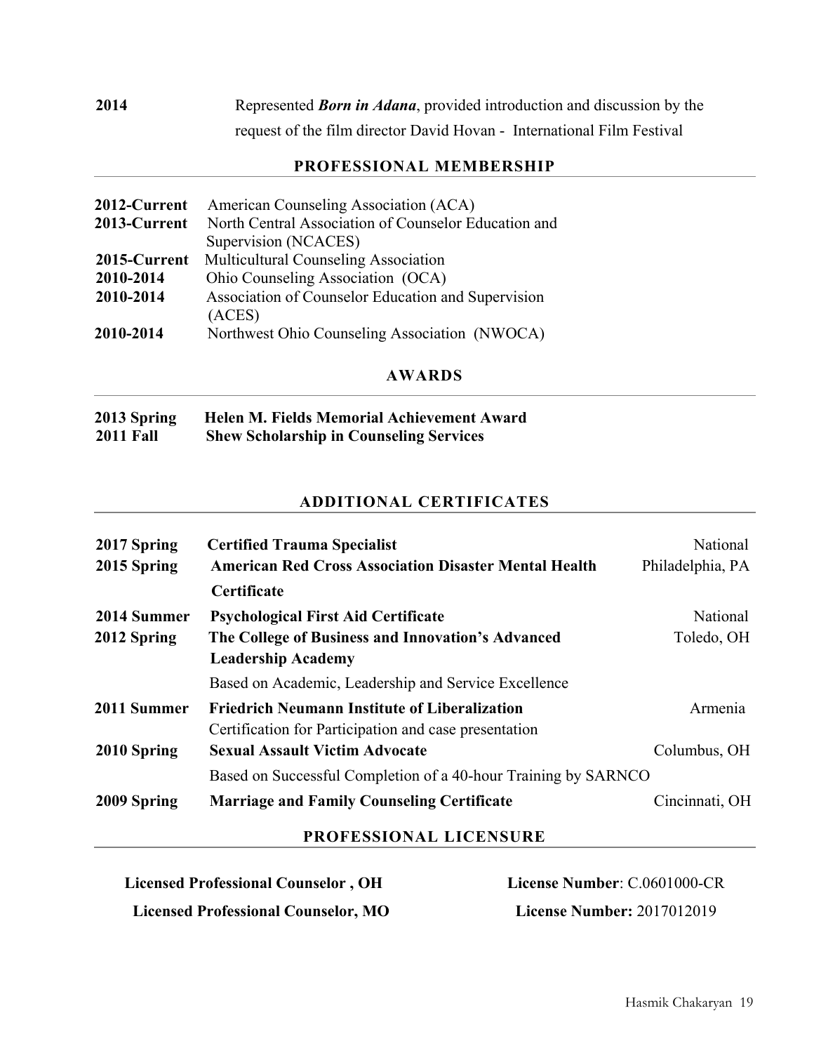**2014** Represented ***Born in Adana***, provided introduction and discussion by the request of the film director David Hovan - International Film Festival

## PROFESSIONAL MEMBERSHIP

**2012-Current** American Counseling Association (ACA)
**2013-Current** North Central Association of Counselor Education and Supervision (NCACES)
**2015-Current** Multicultural Counseling Association
**2010-2014** Ohio Counseling Association (OCA)
**2010-2014** Association of Counselor Education and Supervision (ACES)
**2010-2014** Northwest Ohio Counseling Association (NWOCA)

## AWARDS

**2013 Spring** **Helen M. Fields Memorial Achievement Award**
**2011 Fall** **Shew Scholarship in Counseling Services**

## ADDITIONAL CERTIFICATES

**2017 Spring** **Certified Trauma Specialist** — National

**2015 Spring** **American Red Cross Association Disaster Mental Health Certificate** — Philadelphia, PA

**2014 Summer** **Psychological First Aid Certificate** — National

**2012 Spring** **The College of Business and Innovation's Advanced Leadership Academy** — Toledo, OH
Based on Academic, Leadership and Service Excellence

**2011 Summer** **Friedrich Neumann Institute of Liberalization** — Armenia
Certification for Participation and case presentation

**2010 Spring** **Sexual Assault Victim Advocate** — Columbus, OH
Based on Successful Completion of a 40-hour Training by SARNCO

**2009 Spring** **Marriage and Family Counseling Certificate** — Cincinnati, OH

## PROFESSIONAL LICENSURE

**Licensed Professional Counselor , OH** — **License Number**: C.0601000-CR
**Licensed Professional Counselor, MO** — **License Number:** 2017012019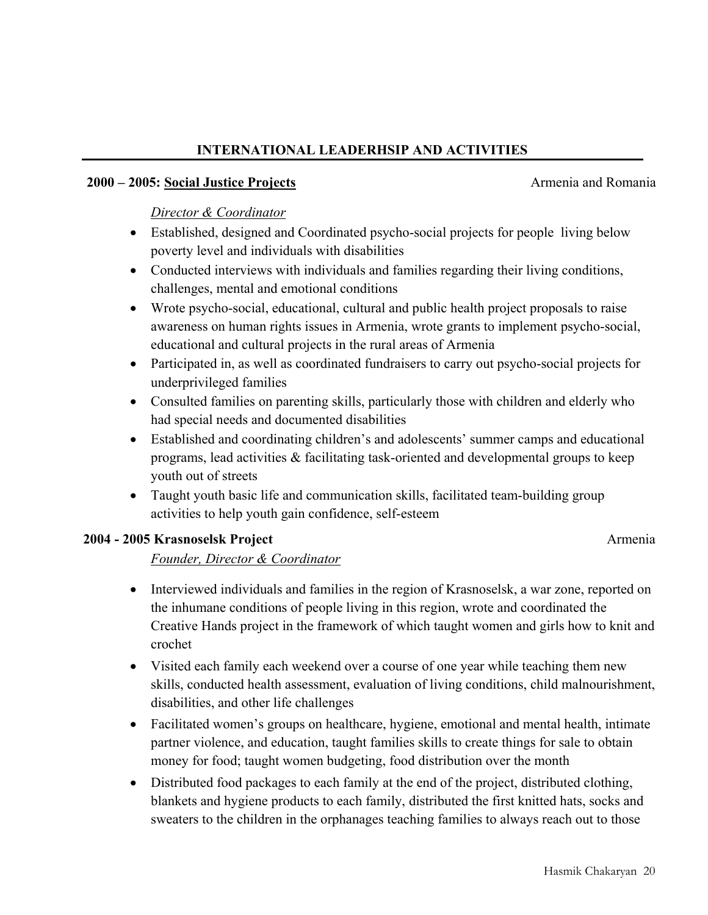## INTERNATIONAL LEADERHSIP AND ACTIVITIES

**2000 – 2005: <u>Social Justice Projects</u>** Armenia and Romania

*<u>Director & Coordinator</u>*

- Established, designed and Coordinated psycho-social projects for people living below poverty level and individuals with disabilities
- Conducted interviews with individuals and families regarding their living conditions, challenges, mental and emotional conditions
- Wrote psycho-social, educational, cultural and public health project proposals to raise awareness on human rights issues in Armenia, wrote grants to implement psycho-social, educational and cultural projects in the rural areas of Armenia
- Participated in, as well as coordinated fundraisers to carry out psycho-social projects for underprivileged families
- Consulted families on parenting skills, particularly those with children and elderly who had special needs and documented disabilities
- Established and coordinating children's and adolescents' summer camps and educational programs, lead activities & facilitating task-oriented and developmental groups to keep youth out of streets
- Taught youth basic life and communication skills, facilitated team-building group activities to help youth gain confidence, self-esteem

**2004 - 2005 Krasnoselsk Project** Armenia

*<u>Founder, Director & Coordinator</u>*

- Interviewed individuals and families in the region of Krasnoselsk, a war zone, reported on the inhumane conditions of people living in this region, wrote and coordinated the Creative Hands project in the framework of which taught women and girls how to knit and crochet
- Visited each family each weekend over a course of one year while teaching them new skills, conducted health assessment, evaluation of living conditions, child malnourishment, disabilities, and other life challenges
- Facilitated women's groups on healthcare, hygiene, emotional and mental health, intimate partner violence, and education, taught families skills to create things for sale to obtain money for food; taught women budgeting, food distribution over the month
- Distributed food packages to each family at the end of the project, distributed clothing, blankets and hygiene products to each family, distributed the first knitted hats, socks and sweaters to the children in the orphanages teaching families to always reach out to those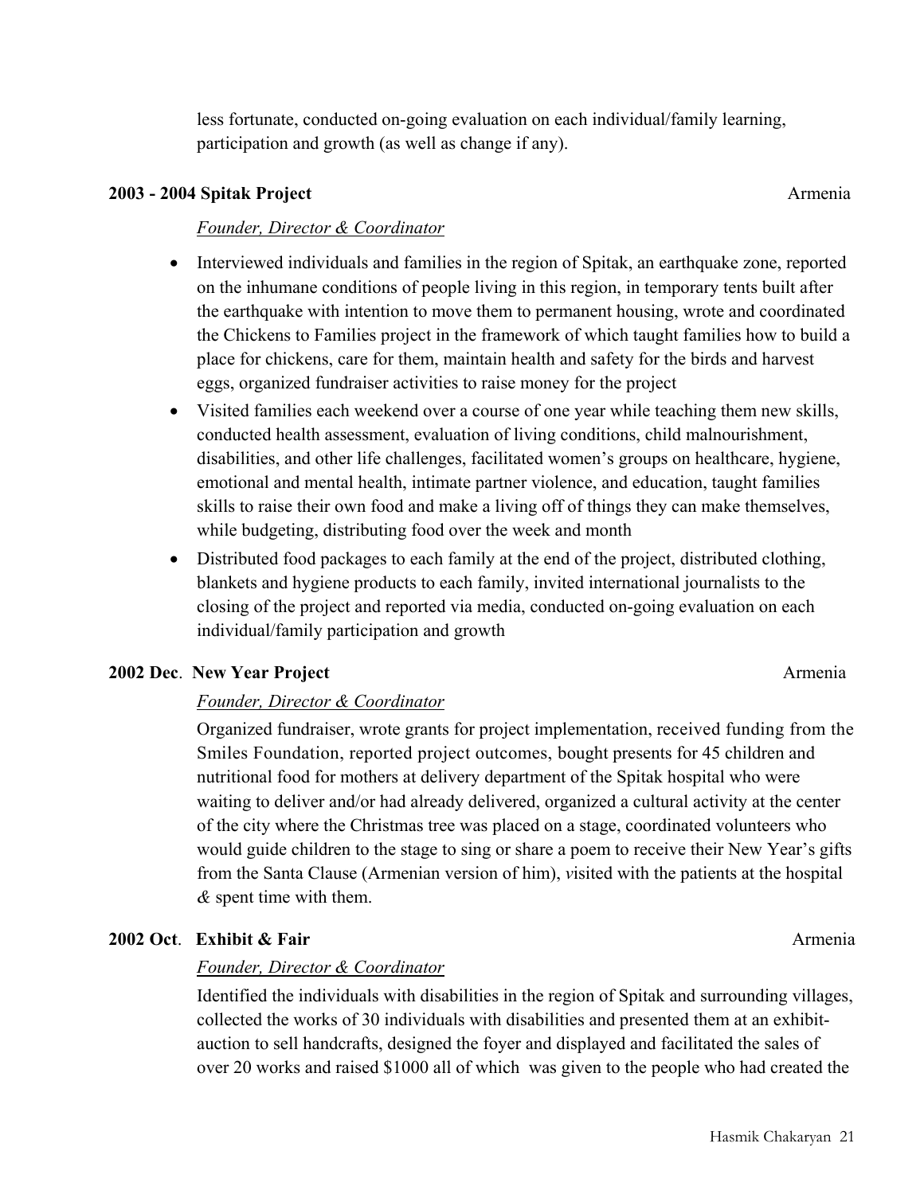less fortunate, conducted on-going evaluation on each individual/family learning, participation and growth (as well as change if any).

**2003 - 2004 Spitak Project** Armenia

*Founder, Director & Coordinator*

- Interviewed individuals and families in the region of Spitak, an earthquake zone, reported on the inhumane conditions of people living in this region, in temporary tents built after the earthquake with intention to move them to permanent housing, wrote and coordinated the Chickens to Families project in the framework of which taught families how to build a place for chickens, care for them, maintain health and safety for the birds and harvest eggs, organized fundraiser activities to raise money for the project
- Visited families each weekend over a course of one year while teaching them new skills, conducted health assessment, evaluation of living conditions, child malnourishment, disabilities, and other life challenges, facilitated women's groups on healthcare, hygiene, emotional and mental health, intimate partner violence, and education, taught families skills to raise their own food and make a living off of things they can make themselves, while budgeting, distributing food over the week and month
- Distributed food packages to each family at the end of the project, distributed clothing, blankets and hygiene products to each family, invited international journalists to the closing of the project and reported via media, conducted on-going evaluation on each individual/family participation and growth

**2002 Dec**. **New Year Project** Armenia

*Founder, Director & Coordinator*

Organized fundraiser, wrote grants for project implementation, received funding from the Smiles Foundation, reported project outcomes, bought presents for 45 children and nutritional food for mothers at delivery department of the Spitak hospital who were waiting to deliver and/or had already delivered, organized a cultural activity at the center of the city where the Christmas tree was placed on a stage, coordinated volunteers who would guide children to the stage to sing or share a poem to receive their New Year's gifts from the Santa Clause (Armenian version of him), *v*isited with the patients at the hospital *&* spent time with them.

**2002 Oct**. **Exhibit & Fair** Armenia

*Founder, Director & Coordinator*

Identified the individuals with disabilities in the region of Spitak and surrounding villages, collected the works of 30 individuals with disabilities and presented them at an exhibit-auction to sell handcrafts, designed the foyer and displayed and facilitated the sales of over 20 works and raised $1000 all of which was given to the people who had created the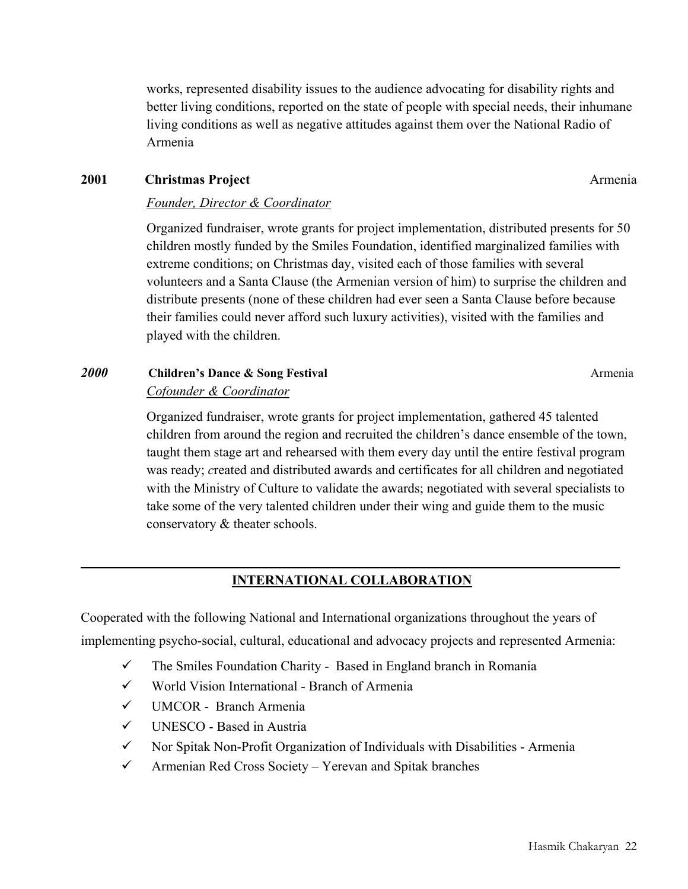works, represented disability issues to the audience advocating for disability rights and better living conditions, reported on the state of people with special needs, their inhumane living conditions as well as negative attitudes against them over the National Radio of Armenia

**2001 Christmas Project** Armenia

*Founder, Director & Coordinator*

Organized fundraiser, wrote grants for project implementation, distributed presents for 50 children mostly funded by the Smiles Foundation, identified marginalized families with extreme conditions; on Christmas day, visited each of those families with several volunteers and a Santa Clause (the Armenian version of him) to surprise the children and distribute presents (none of these children had ever seen a Santa Clause before because their families could never afford such luxury activities), visited with the families and played with the children.

***2000*** **Children's Dance & Song Festival** Armenia

*Cofounder & Coordinator*

Organized fundraiser, wrote grants for project implementation, gathered 45 talented children from around the region and recruited the children's dance ensemble of the town, taught them stage art and rehearsed with them every day until the entire festival program was ready; created and distributed awards and certificates for all children and negotiated with the Ministry of Culture to validate the awards; negotiated with several specialists to take some of the very talented children under their wing and guide them to the music conservatory & theater schools.

---

## INTERNATIONAL COLLABORATION

Cooperated with the following National and International organizations throughout the years of implementing psycho-social, cultural, educational and advocacy projects and represented Armenia:

- ✓ The Smiles Foundation Charity - Based in England branch in Romania
- ✓ World Vision International - Branch of Armenia
- ✓ UMCOR - Branch Armenia
- ✓ UNESCO - Based in Austria
- ✓ Nor Spitak Non-Profit Organization of Individuals with Disabilities - Armenia
- ✓ Armenian Red Cross Society – Yerevan and Spitak branches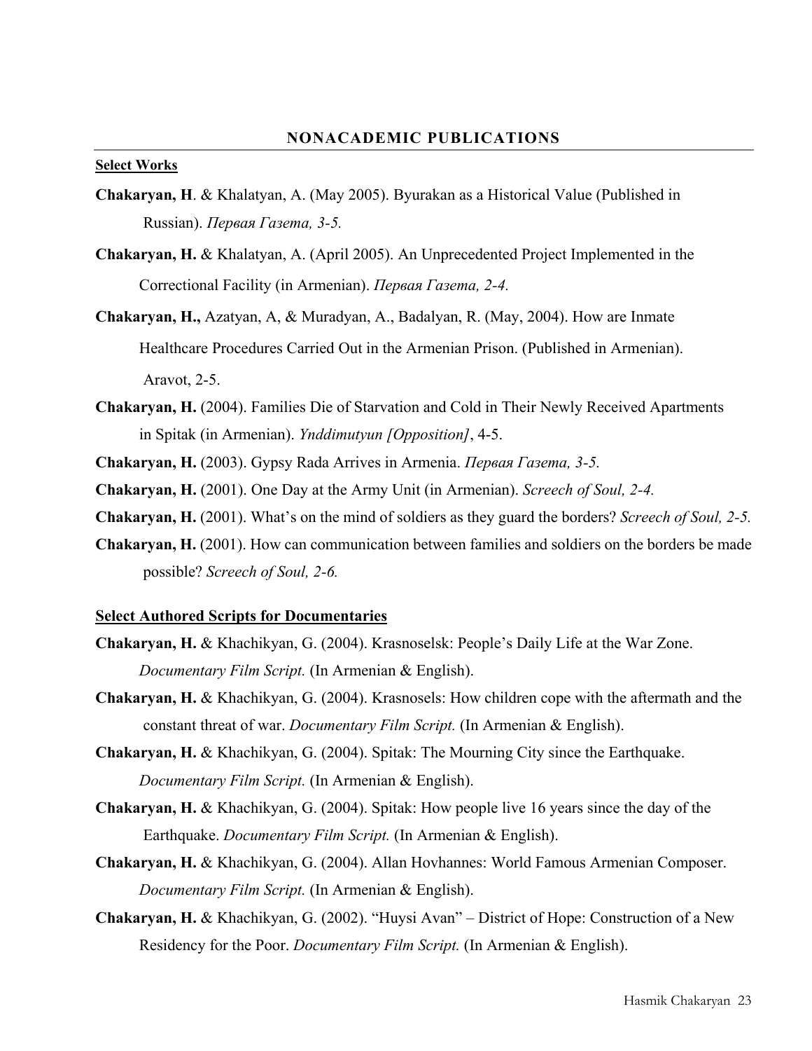## NONACADEMIC PUBLICATIONS

**Select Works**

**Chakaryan, H**. & Khalatyan, A. (May 2005). Byurakan as a Historical Value (Published in Russian). *Первая Газета, 3-5.*

**Chakaryan, H.** & Khalatyan, A. (April 2005). An Unprecedented Project Implemented in the Correctional Facility (in Armenian). *Первая Газета, 2-4.*

**Chakaryan, H.,** Azatyan, A, & Muradyan, A., Badalyan, R. (May, 2004). How are Inmate Healthcare Procedures Carried Out in the Armenian Prison. (Published in Armenian). Aravot, 2-5.

**Chakaryan, H.** (2004). Families Die of Starvation and Cold in Their Newly Received Apartments in Spitak (in Armenian). *Ynddimutyun [Opposition]*, 4-5.

**Chakaryan, H.** (2003). Gypsy Rada Arrives in Armenia. *Первая Газета, 3-5.*

**Chakaryan, H.** (2001). One Day at the Army Unit (in Armenian). *Screech of Soul, 2-4.*

**Chakaryan, H.** (2001). What's on the mind of soldiers as they guard the borders? *Screech of Soul, 2-5.*

**Chakaryan, H.** (2001). How can communication between families and soldiers on the borders be made possible? *Screech of Soul, 2-6.*

**Select Authored Scripts for Documentaries**

**Chakaryan, H.** & Khachikyan, G. (2004). Krasnoselsk: People's Daily Life at the War Zone. *Documentary Film Script.* (In Armenian & English).

**Chakaryan, H.** & Khachikyan, G. (2004). Krasnosels: How children cope with the aftermath and the constant threat of war. *Documentary Film Script.* (In Armenian & English).

**Chakaryan, H.** & Khachikyan, G. (2004). Spitak: The Mourning City since the Earthquake. *Documentary Film Script.* (In Armenian & English).

**Chakaryan, H.** & Khachikyan, G. (2004). Spitak: How people live 16 years since the day of the Earthquake. *Documentary Film Script.* (In Armenian & English).

**Chakaryan, H.** & Khachikyan, G. (2004). Allan Hovhannes: World Famous Armenian Composer. *Documentary Film Script.* (In Armenian & English).

**Chakaryan, H.** & Khachikyan, G. (2002). "Huysi Avan" – District of Hope: Construction of a New Residency for the Poor. *Documentary Film Script.* (In Armenian & English).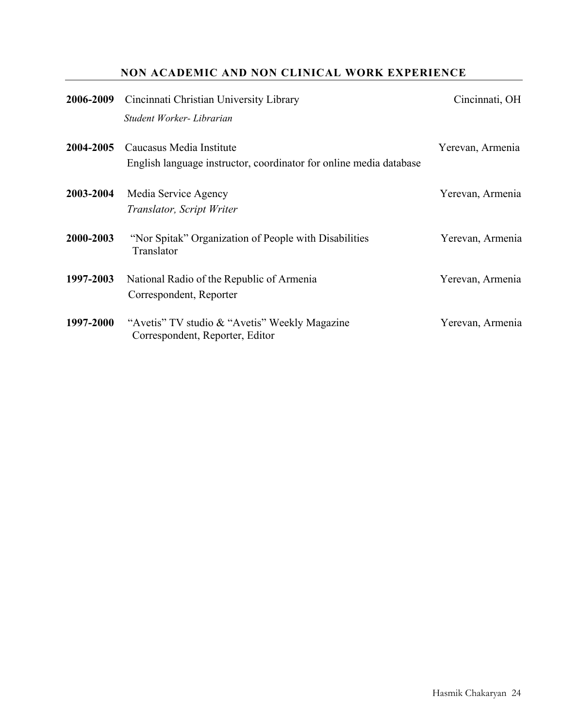## NON ACADEMIC AND NON CLINICAL WORK EXPERIENCE

**2006-2009** Cincinnati Christian University Library — Cincinnati, OH
*Student Worker- Librarian*

**2004-2005** Caucasus Media Institute — Yerevan, Armenia
English language instructor, coordinator for online media database

**2003-2004** Media Service Agency — Yerevan, Armenia
*Translator, Script Writer*

**2000-2003** "Nor Spitak" Organization of People with Disabilities — Yerevan, Armenia
Translator

**1997-2003** National Radio of the Republic of Armenia — Yerevan, Armenia
Correspondent, Reporter

**1997-2000** "Avetis" TV studio & "Avetis" Weekly Magazine — Yerevan, Armenia
Correspondent, Reporter, Editor